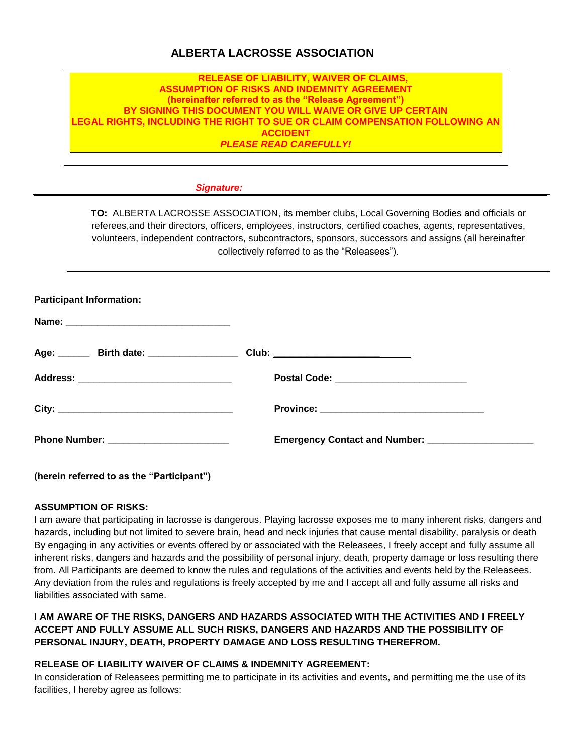# ALBERTA LACROSSE ASSOCIATION

**RELEASE OF LIABILITY, WAIVER OF CLAIMS,**
**ASSUMPTION OF RISKS AND INDEMNITY AGREEMENT**
**(hereinafter referred to as the "Release Agreement")**
**BY SIGNING THIS DOCUMENT YOU WILL WAIVE OR GIVE UP CERTAIN LEGAL RIGHTS, INCLUDING THE RIGHT TO SUE OR CLAIM COMPENSATION FOLLOWING AN ACCIDENT**
***PLEASE READ CAREFULLY!***

***Signature:***

---

**TO:** ALBERTA LACROSSE ASSOCIATION, its member clubs, Local Governing Bodies and officials or referees,and their directors, officers, employees, instructors, certified coaches, agents, representatives, volunteers, independent contractors, subcontractors, sponsors, successors and assigns (all hereinafter collectively referred to as the "Releasees").

---

**Participant Information:**

**Name:** ______________________________

**Age:** ______ **Birth date:** _________________ **Club:** ___________________________

**Address:** _____________________________ **Postal Code:** _________________________

**City:** _________________________________ **Province:** ______________________________

**Phone Number:** _______________________ **Emergency Contact and Number:** ____________________

**(herein referred to as the "Participant")**

**ASSUMPTION OF RISKS:**

I am aware that participating in lacrosse is dangerous. Playing lacrosse exposes me to many inherent risks, dangers and hazards, including but not limited to severe brain, head and neck injuries that cause mental disability, paralysis or death By engaging in any activities or events offered by or associated with the Releasees, I freely accept and fully assume all inherent risks, dangers and hazards and the possibility of personal injury, death, property damage or loss resulting there from. All Participants are deemed to know the rules and regulations of the activities and events held by the Releasees. Any deviation from the rules and regulations is freely accepted by me and I accept all and fully assume all risks and liabilities associated with same.

**I AM AWARE OF THE RISKS, DANGERS AND HAZARDS ASSOCIATED WITH THE ACTIVITIES AND I FREELY ACCEPT AND FULLY ASSUME ALL SUCH RISKS, DANGERS AND HAZARDS AND THE POSSIBILITY OF PERSONAL INJURY, DEATH, PROPERTY DAMAGE AND LOSS RESULTING THEREFROM.**

**RELEASE OF LIABILITY WAIVER OF CLAIMS & INDEMNITY AGREEMENT:**

In consideration of Releasees permitting me to participate in its activities and events, and permitting me the use of its facilities, I hereby agree as follows: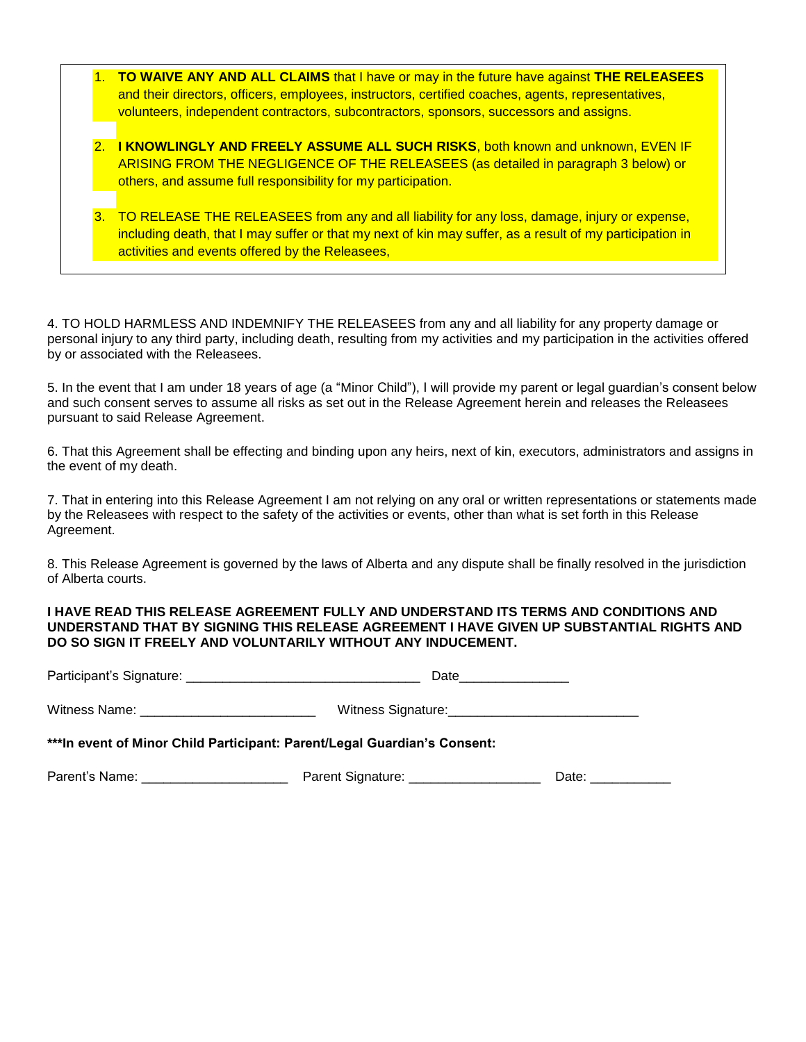1. **TO WAIVE ANY AND ALL CLAIMS** that I have or may in the future have against **THE RELEASEES** and their directors, officers, employees, instructors, certified coaches, agents, representatives, volunteers, independent contractors, subcontractors, sponsors, successors and assigns.

2. **I KNOWINGLY AND FREELY ASSUME ALL SUCH RISKS**, both known and unknown, EVEN IF ARISING FROM THE NEGLIGENCE OF THE RELEASEES (as detailed in paragraph 3 below) or others, and assume full responsibility for my participation.

3. TO RELEASE THE RELEASEES from any and all liability for any loss, damage, injury or expense, including death, that I may suffer or that my next of kin may suffer, as a result of my participation in activities and events offered by the Releasees,

4. TO HOLD HARMLESS AND INDEMNIFY THE RELEASEES from any and all liability for any property damage or personal injury to any third party, including death, resulting from my activities and my participation in the activities offered by or associated with the Releasees.

5. In the event that I am under 18 years of age (a "Minor Child"), I will provide my parent or legal guardian's consent below and such consent serves to assume all risks as set out in the Release Agreement herein and releases the Releasees pursuant to said Release Agreement.

6. That this Agreement shall be effecting and binding upon any heirs, next of kin, executors, administrators and assigns in the event of my death.

7. That in entering into this Release Agreement I am not relying on any oral or written representations or statements made by the Releasees with respect to the safety of the activities or events, other than what is set forth in this Release Agreement.

8. This Release Agreement is governed by the laws of Alberta and any dispute shall be finally resolved in the jurisdiction of Alberta courts.

**I HAVE READ THIS RELEASE AGREEMENT FULLY AND UNDERSTAND ITS TERMS AND CONDITIONS AND UNDERSTAND THAT BY SIGNING THIS RELEASE AGREEMENT I HAVE GIVEN UP SUBSTANTIAL RIGHTS AND DO SO SIGN IT FREELY AND VOLUNTARILY WITHOUT ANY INDUCEMENT.**

Participant's Signature: ________________________________ Date_______________

Witness Name: ________________________ Witness Signature:__________________________

**\*\*\*In event of Minor Child Participant: Parent/Legal Guardian's Consent:**

Parent's Name: ____________________ Parent Signature: __________________ Date: ___________